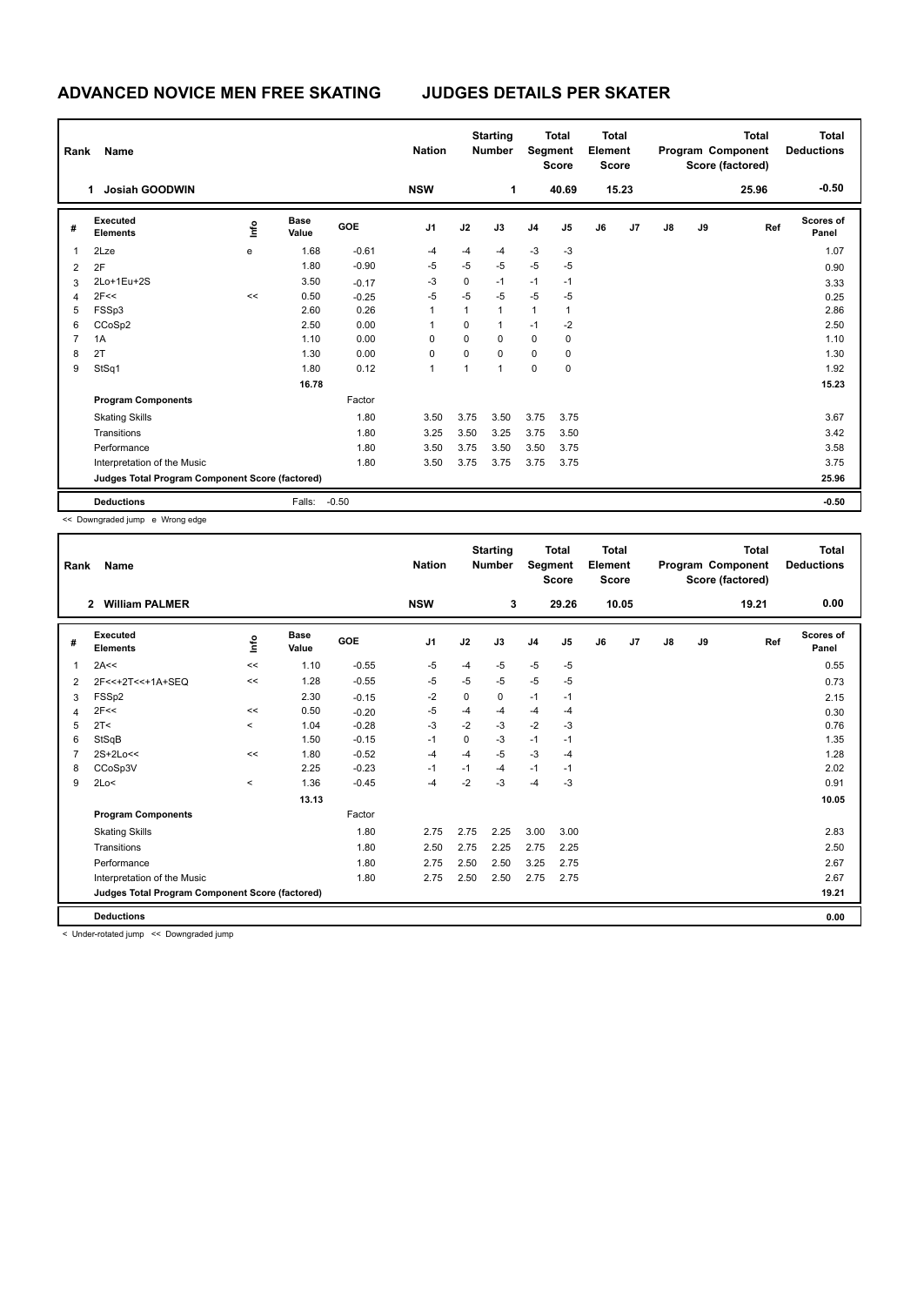# ADVANCED NOVICE MEN FREE SKATING JUDGES DETAILS PER SKATER

| Rank | Name | Nation | Starting Number | Total Segment Score | Total Element Score | Total Program Component Score (factored) | Total Deductions |
|---|---|---|---|---|---|---|---|
| 1 | Josiah GOODWIN | NSW | 1 | 40.69 | 15.23 | 25.96 | -0.50 |

| # | Executed Elements | Info | Base Value | GOE | J1 | J2 | J3 | J4 | J5 | J6 | J7 | J8 | J9 | Ref | Scores of Panel |
|---|---|---|---|---|---|---|---|---|---|---|---|---|---|---|---|
| 1 | 2Lze | e | 1.68 | -0.61 | -4 | -4 | -4 | -3 | -3 | | | | | | 1.07 |
| 2 | 2F | | 1.80 | -0.90 | -5 | -5 | -5 | -5 | -5 | | | | | | 0.90 |
| 3 | 2Lo+1Eu+2S | | 3.50 | -0.17 | -3 | 0 | -1 | -1 | -1 | | | | | | 3.33 |
| 4 | 2F<< | << | 0.50 | -0.25 | -5 | -5 | -5 | -5 | -5 | | | | | | 0.25 |
| 5 | FSSp3 | | 2.60 | 0.26 | 1 | 1 | 1 | 1 | 1 | | | | | | 2.86 |
| 6 | CCoSp2 | | 2.50 | 0.00 | 1 | 0 | 1 | -1 | -2 | | | | | | 2.50 |
| 7 | 1A | | 1.10 | 0.00 | 0 | 0 | 0 | 0 | 0 | | | | | | 1.10 |
| 8 | 2T | | 1.30 | 0.00 | 0 | 0 | 0 | 0 | 0 | | | | | | 1.30 |
| 9 | StSq1 | | 1.80 | 0.12 | 1 | 1 | 1 | 0 | 0 | | | | | | 1.92 |
| | | | 16.78 | | | | | | | | | | | | 15.23 |
| | **Program Components** | | | Factor | | | | | | | | | | | |
| | Skating Skills | | | 1.80 | 3.50 | 3.75 | 3.50 | 3.75 | 3.75 | | | | | | 3.67 |
| | Transitions | | | 1.80 | 3.25 | 3.50 | 3.25 | 3.75 | 3.50 | | | | | | 3.42 |
| | Performance | | | 1.80 | 3.50 | 3.75 | 3.50 | 3.50 | 3.75 | | | | | | 3.58 |
| | Interpretation of the Music | | | 1.80 | 3.50 | 3.75 | 3.75 | 3.75 | 3.75 | | | | | | 3.75 |
| | **Judges Total Program Component Score (factored)** | | | | | | | | | | | | | | 25.96 |
| | **Deductions** | | Falls: | -0.50 | | | | | | | | | | | -0.50 |

<< Downgraded jump e Wrong edge

| Rank | Name | Nation | Starting Number | Total Segment Score | Total Element Score | Total Program Component Score (factored) | Total Deductions |
|---|---|---|---|---|---|---|---|
| 2 | William PALMER | NSW | 3 | 29.26 | 10.05 | 19.21 | 0.00 |

| # | Executed Elements | Info | Base Value | GOE | J1 | J2 | J3 | J4 | J5 | J6 | J7 | J8 | J9 | Ref | Scores of Panel |
|---|---|---|---|---|---|---|---|---|---|---|---|---|---|---|---|
| 1 | 2A<< | << | 1.10 | -0.55 | -5 | -4 | -5 | -5 | -5 | | | | | | 0.55 |
| 2 | 2F<<+2T<<+1A+SEQ | << | 1.28 | -0.55 | -5 | -5 | -5 | -5 | -5 | | | | | | 0.73 |
| 3 | FSSp2 | | 2.30 | -0.15 | -2 | 0 | 0 | -1 | -1 | | | | | | 2.15 |
| 4 | 2F<< | << | 0.50 | -0.20 | -5 | -4 | -4 | -4 | -4 | | | | | | 0.30 |
| 5 | 2T< | < | 1.04 | -0.28 | -3 | -2 | -3 | -2 | -3 | | | | | | 0.76 |
| 6 | StSqB | | 1.50 | -0.15 | -1 | 0 | -3 | -1 | -1 | | | | | | 1.35 |
| 7 | 2S+2Lo<< | << | 1.80 | -0.52 | -4 | -4 | -5 | -3 | -4 | | | | | | 1.28 |
| 8 | CCoSp3V | | 2.25 | -0.23 | -1 | -1 | -4 | -1 | -1 | | | | | | 2.02 |
| 9 | 2Lo< | < | 1.36 | -0.45 | -4 | -2 | -3 | -4 | -3 | | | | | | 0.91 |
| | | | 13.13 | | | | | | | | | | | | 10.05 |
| | **Program Components** | | | Factor | | | | | | | | | | | |
| | Skating Skills | | | 1.80 | 2.75 | 2.75 | 2.25 | 3.00 | 3.00 | | | | | | 2.83 |
| | Transitions | | | 1.80 | 2.50 | 2.75 | 2.25 | 2.75 | 2.25 | | | | | | 2.50 |
| | Performance | | | 1.80 | 2.75 | 2.50 | 2.50 | 3.25 | 2.75 | | | | | | 2.67 |
| | Interpretation of the Music | | | 1.80 | 2.75 | 2.50 | 2.50 | 2.75 | 2.75 | | | | | | 2.67 |
| | **Judges Total Program Component Score (factored)** | | | | | | | | | | | | | | 19.21 |
| | **Deductions** | | | | | | | | | | | | | | 0.00 |

< Under-rotated jump << Downgraded jump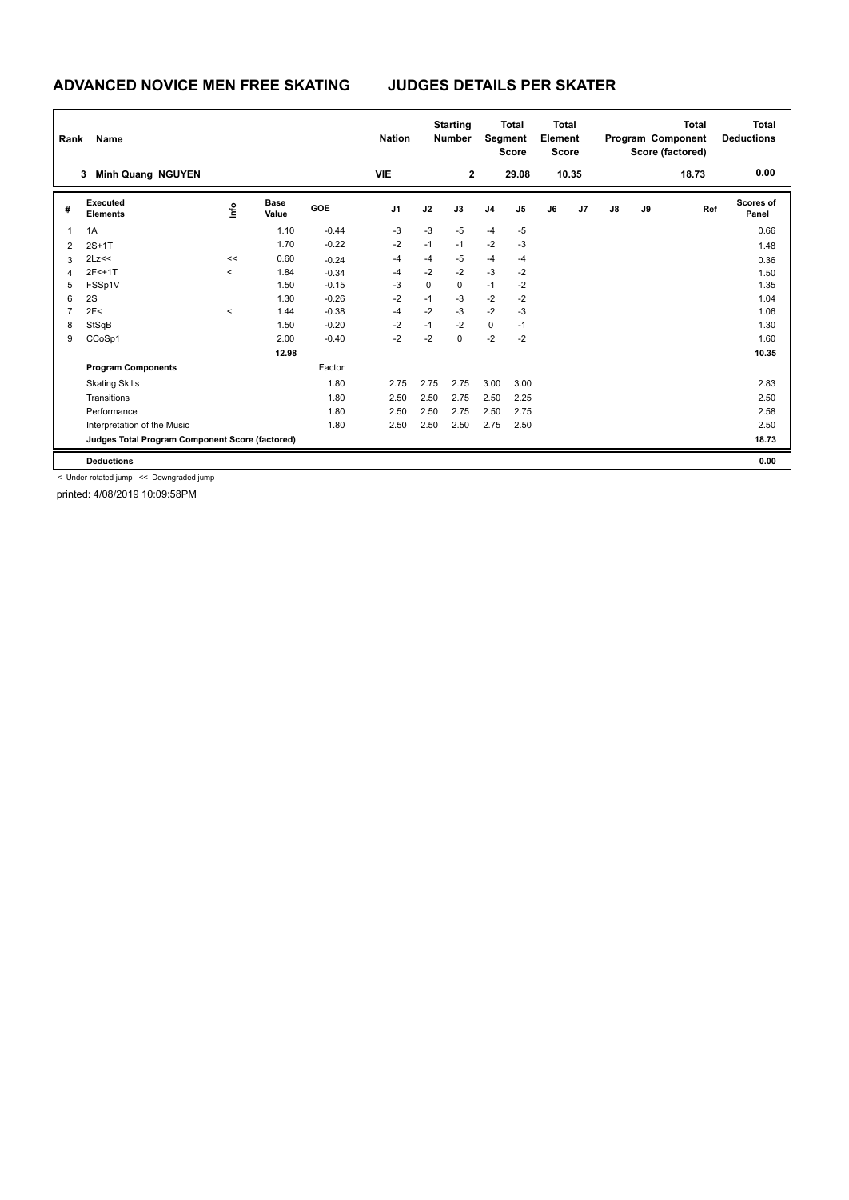# ADVANCED NOVICE MEN FREE SKATING JUDGES DETAILS PER SKATER

| Rank | Name | Nation | Starting Number | Total Segment Score | Total Element Score | Total Program Component Score (factored) | Total Deductions |
|---|---|---|---|---|---|---|---|
| 3 | Minh Quang NGUYEN | VIE | 2 | 29.08 | 10.35 | 18.73 | 0.00 |

| # | Executed Elements | Info | Base Value | GOE | J1 | J2 | J3 | J4 | J5 | J6 | J7 | J8 | J9 | Ref | Scores of Panel |
|---|---|---|---|---|---|---|---|---|---|---|---|---|---|---|---|
| 1 | 1A | | 1.10 | -0.44 | -3 | -3 | -5 | -4 | -5 | | | | | | 0.66 |
| 2 | 2S+1T | | 1.70 | -0.22 | -2 | -1 | -1 | -2 | -3 | | | | | | 1.48 |
| 3 | 2Lz<< | << | 0.60 | -0.24 | -4 | -4 | -5 | -4 | -4 | | | | | | 0.36 |
| 4 | 2F<+1T | < | 1.84 | -0.34 | -4 | -2 | -2 | -3 | -2 | | | | | | 1.50 |
| 5 | FSSp1V | | 1.50 | -0.15 | -3 | 0 | 0 | -1 | -2 | | | | | | 1.35 |
| 6 | 2S | | 1.30 | -0.26 | -2 | -1 | -3 | -2 | -2 | | | | | | 1.04 |
| 7 | 2F< | < | 1.44 | -0.38 | -4 | -2 | -3 | -2 | -3 | | | | | | 1.06 |
| 8 | StSqB | | 1.50 | -0.20 | -2 | -1 | -2 | 0 | -1 | | | | | | 1.30 |
| 9 | CCoSp1 | | 2.00 | -0.40 | -2 | -2 | 0 | -2 | -2 | | | | | | 1.60 |
| | | | 12.98 | | | | | | | | | | | | 10.35 |
| | **Program Components** | | | Factor | | | | | | | | | | | |
| | Skating Skills | | | 1.80 | 2.75 | 2.75 | 2.75 | 3.00 | 3.00 | | | | | | 2.83 |
| | Transitions | | | 1.80 | 2.50 | 2.50 | 2.75 | 2.50 | 2.25 | | | | | | 2.50 |
| | Performance | | | 1.80 | 2.50 | 2.50 | 2.75 | 2.50 | 2.75 | | | | | | 2.58 |
| | Interpretation of the Music | | | 1.80 | 2.50 | 2.50 | 2.50 | 2.75 | 2.50 | | | | | | 2.50 |
| | **Judges Total Program Component Score (factored)** | | | | | | | | | | | | | | 18.73 |
| | **Deductions** | | | | | | | | | | | | | | 0.00 |

< Under-rotated jump << Downgraded jump

printed: 4/08/2019 10:09:58PM